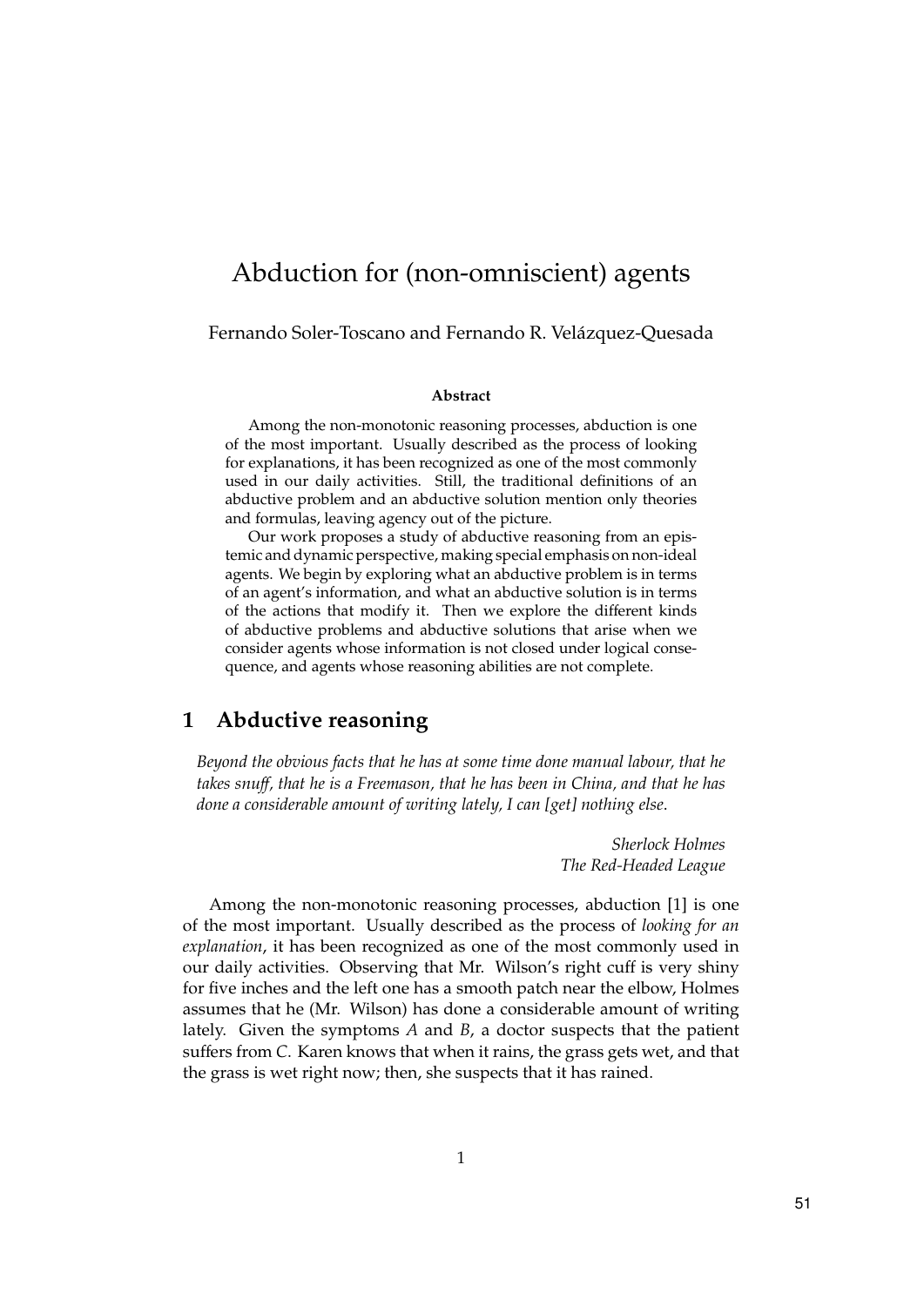# Abduction for (non-omniscient) agents

Fernando Soler-Toscano and Fernando R. Velázquez-Quesada

**Abstract**

Among the non-monotonic reasoning processes, abduction is one of the most important. Usually described as the process of looking for explanations, it has been recognized as one of the most commonly used in our daily activities. Still, the traditional definitions of an abductive problem and an abductive solution mention only theories and formulas, leaving agency out of the picture.

Our work proposes a study of abductive reasoning from an epistemic and dynamic perspective, making special emphasis on non-ideal agents. We begin by exploring what an abductive problem is in terms of an agent's information, and what an abductive solution is in terms of the actions that modify it. Then we explore the different kinds of abductive problems and abductive solutions that arise when we consider agents whose information is not closed under logical consequence, and agents whose reasoning abilities are not complete.

## 1 Abductive reasoning

*Beyond the obvious facts that he has at some time done manual labour, that he takes snuff, that he is a Freemason, that he has been in China, and that he has done a considerable amount of writing lately, I can [get] nothing else.*

*Sherlock Holmes*
*The Red-Headed League*

Among the non-monotonic reasoning processes, abduction [1] is one of the most important. Usually described as the process of *looking for an explanation*, it has been recognized as one of the most commonly used in our daily activities. Observing that Mr. Wilson's right cuff is very shiny for five inches and the left one has a smooth patch near the elbow, Holmes assumes that he (Mr. Wilson) has done a considerable amount of writing lately. Given the symptoms $A$ and $B$, a doctor suspects that the patient suffers from $C$. Karen knows that when it rains, the grass gets wet, and that the grass is wet right now; then, she suspects that it has rained.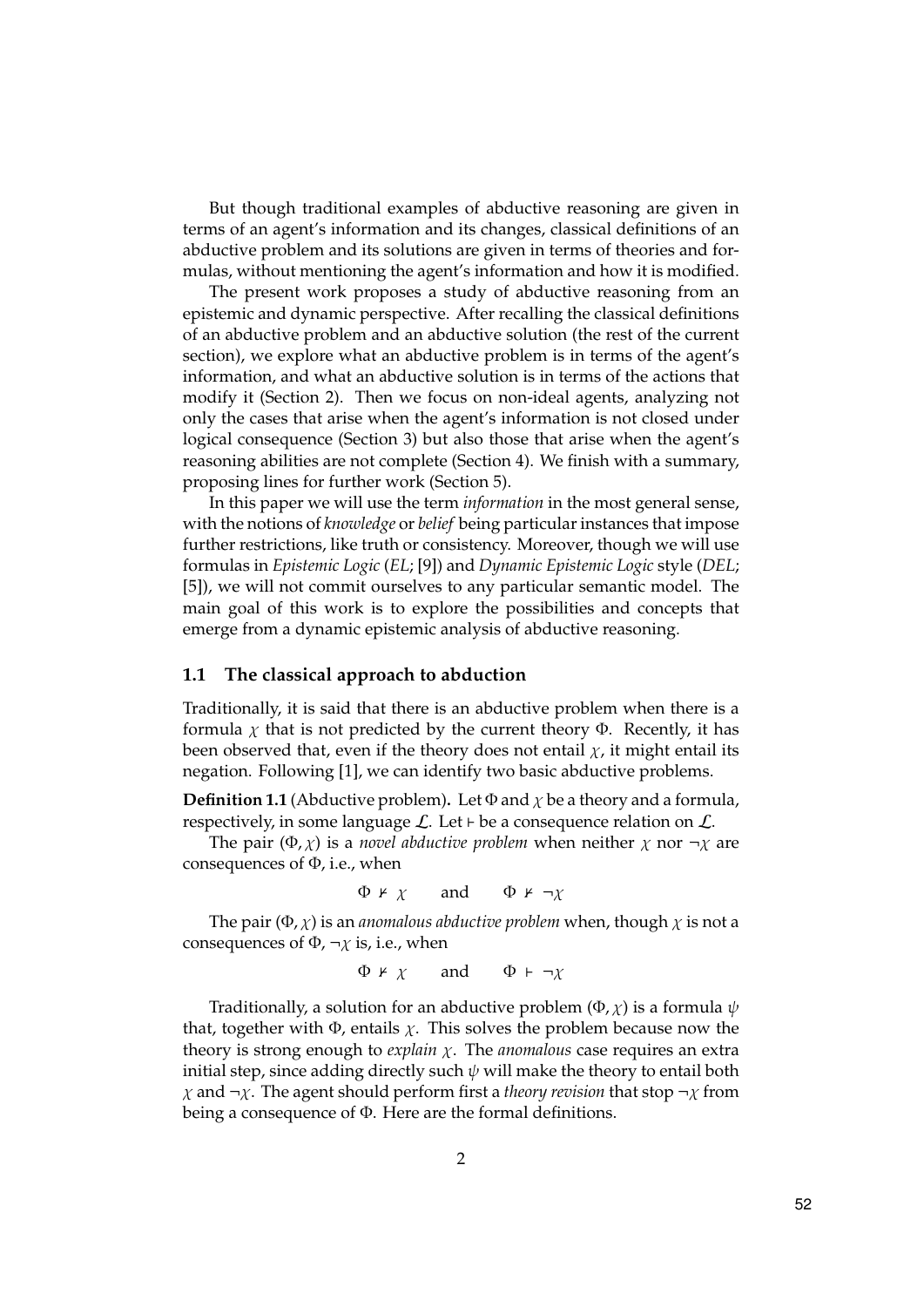But though traditional examples of abductive reasoning are given in terms of an agent's information and its changes, classical definitions of an abductive problem and its solutions are given in terms of theories and formulas, without mentioning the agent's information and how it is modified.

The present work proposes a study of abductive reasoning from an epistemic and dynamic perspective. After recalling the classical definitions of an abductive problem and an abductive solution (the rest of the current section), we explore what an abductive problem is in terms of the agent's information, and what an abductive solution is in terms of the actions that modify it (Section 2). Then we focus on non-ideal agents, analyzing not only the cases that arise when the agent's information is not closed under logical consequence (Section 3) but also those that arise when the agent's reasoning abilities are not complete (Section 4). We finish with a summary, proposing lines for further work (Section 5).

In this paper we will use the term *information* in the most general sense, with the notions of *knowledge* or *belief* being particular instances that impose further restrictions, like truth or consistency. Moreover, though we will use formulas in *Epistemic Logic* (*EL*; [9]) and *Dynamic Epistemic Logic* style (*DEL*; [5]), we will not commit ourselves to any particular semantic model. The main goal of this work is to explore the possibilities and concepts that emerge from a dynamic epistemic analysis of abductive reasoning.

### 1.1 The classical approach to abduction

Traditionally, it is said that there is an abductive problem when there is a formula $\chi$ that is not predicted by the current theory $\Phi$. Recently, it has been observed that, even if the theory does not entail $\chi$, it might entail its negation. Following [1], we can identify two basic abductive problems.

**Definition 1.1** (Abductive problem)**.** Let $\Phi$ and $\chi$ be a theory and a formula, respectively, in some language $\mathcal{L}$. Let $\vdash$ be a consequence relation on $\mathcal{L}$.

The pair $(\Phi, \chi)$ is a *novel abductive problem* when neither $\chi$ nor $\neg\chi$ are consequences of $\Phi$, i.e., when

$$\Phi \nvdash \chi \qquad \text{and} \qquad \Phi \nvdash \neg\chi$$

The pair $(\Phi, \chi)$ is an *anomalous abductive problem* when, though $\chi$ is not a consequences of $\Phi$, $\neg\chi$ is, i.e., when

$$\Phi \nvdash \chi \qquad \text{and} \qquad \Phi \vdash \neg\chi$$

Traditionally, a solution for an abductive problem $(\Phi, \chi)$ is a formula $\psi$ that, together with $\Phi$, entails $\chi$. This solves the problem because now the theory is strong enough to *explain* $\chi$. The *anomalous* case requires an extra initial step, since adding directly such $\psi$ will make the theory to entail both $\chi$ and $\neg\chi$. The agent should perform first a *theory revision* that stop $\neg\chi$ from being a consequence of $\Phi$. Here are the formal definitions.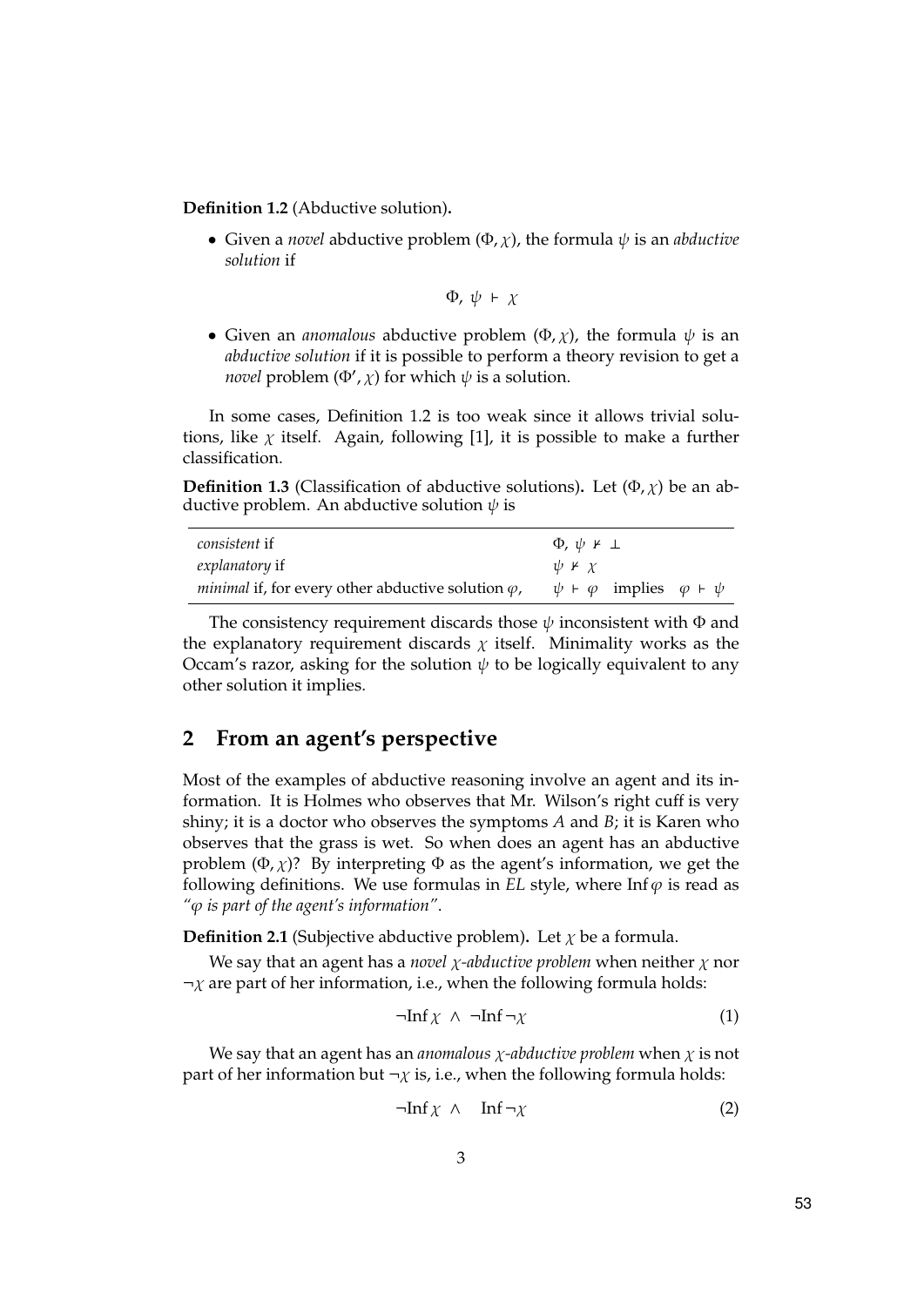**Definition 1.2** (Abductive solution)**.**

- Given a *novel* abductive problem $(\Phi, \chi)$, the formula $\psi$ is an *abductive solution* if

$$\Phi,\ \psi\ \vdash\ \chi$$

- Given an *anomalous* abductive problem $(\Phi, \chi)$, the formula $\psi$ is an *abductive solution* if it is possible to perform a theory revision to get a *novel* problem $(\Phi', \chi)$ for which $\psi$ is a solution.

In some cases, Definition 1.2 is too weak since it allows trivial solutions, like $\chi$ itself. Again, following [1], it is possible to make a further classification.

**Definition 1.3** (Classification of abductive solutions)**.** Let $(\Phi, \chi)$ be an abductive problem. An abductive solution $\psi$ is

| | |
|---|---|
| *consistent* if | $\Phi,\ \psi\ \nvdash\ \bot$ |
| *explanatory* if | $\psi\ \nvdash\ \chi$ |
| *minimal* if, for every other abductive solution $\varphi$, | $\psi\ \vdash\ \varphi$ implies $\varphi\ \vdash\ \psi$ |

The consistency requirement discards those $\psi$ inconsistent with $\Phi$ and the explanatory requirement discards $\chi$ itself. Minimality works as the Occam's razor, asking for the solution $\psi$ to be logically equivalent to any other solution it implies.

## 2 From an agent's perspective

Most of the examples of abductive reasoning involve an agent and its information. It is Holmes who observes that Mr. Wilson's right cuff is very shiny; it is a doctor who observes the symptoms $A$ and $B$; it is Karen who observes that the grass is wet. So when does an agent has an abductive problem $(\Phi, \chi)$? By interpreting $\Phi$ as the agent's information, we get the following definitions. We use formulas in *EL* style, where $\text{Inf}\,\varphi$ is read as *"$\varphi$ is part of the agent's information"*.

**Definition 2.1** (Subjective abductive problem)**.** Let $\chi$ be a formula.

We say that an agent has a *novel $\chi$-abductive problem* when neither $\chi$ nor $\neg\chi$ are part of her information, i.e., when the following formula holds:

$$\neg\text{Inf}\,\chi\ \wedge\ \neg\text{Inf}\,\neg\chi \tag{1}$$

We say that an agent has an *anomalous $\chi$-abductive problem* when $\chi$ is not part of her information but $\neg\chi$ is, i.e., when the following formula holds:

$$\neg\text{Inf}\,\chi\ \wedge\ \ \text{Inf}\,\neg\chi \tag{2}$$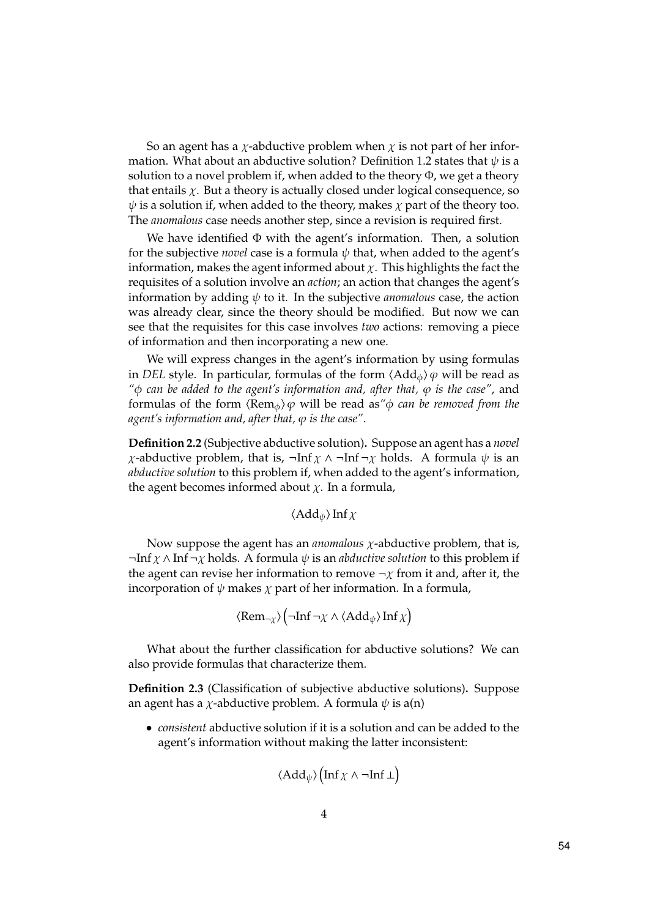So an agent has a $\chi$-abductive problem when $\chi$ is not part of her information. What about an abductive solution? Definition 1.2 states that $\psi$ is a solution to a novel problem if, when added to the theory $\Phi$, we get a theory that entails $\chi$. But a theory is actually closed under logical consequence, so $\psi$ is a solution if, when added to the theory, makes $\chi$ part of the theory too. The *anomalous* case needs another step, since a revision is required first.

We have identified $\Phi$ with the agent's information. Then, a solution for the subjective *novel* case is a formula $\psi$ that, when added to the agent's information, makes the agent informed about $\chi$. This highlights the fact the requisites of a solution involve an *action*; an action that changes the agent's information by adding $\psi$ to it. In the subjective *anomalous* case, the action was already clear, since the theory should be modified. But now we can see that the requisites for this case involves *two* actions: removing a piece of information and then incorporating a new one.

We will express changes in the agent's information by using formulas in *DEL* style. In particular, formulas of the form $\langle \text{Add}_{\phi} \rangle \varphi$ will be read as *"$\phi$ can be added to the agent's information and, after that, $\varphi$ is the case"*, and formulas of the form $\langle \text{Rem}_{\phi} \rangle \varphi$ will be read as *"$\phi$ can be removed from the agent's information and, after that, $\varphi$ is the case"*.

**Definition 2.2** (Subjective abductive solution)**.** Suppose an agent has a *novel* $\chi$-abductive problem, that is, $\neg \text{Inf}\, \chi \wedge \neg \text{Inf} \neg \chi$ holds. A formula $\psi$ is an *abductive solution* to this problem if, when added to the agent's information, the agent becomes informed about $\chi$. In a formula,

$$\langle \text{Add}_{\psi} \rangle \, \text{Inf}\, \chi$$

Now suppose the agent has an *anomalous* $\chi$-abductive problem, that is, $\neg \text{Inf}\, \chi \wedge \text{Inf} \neg \chi$ holds. A formula $\psi$ is an *abductive solution* to this problem if the agent can revise her information to remove $\neg\chi$ from it and, after it, the incorporation of $\psi$ makes $\chi$ part of her information. In a formula,

$$\langle \text{Rem}_{\neg\chi} \rangle \Big( \neg \text{Inf} \neg \chi \wedge \langle \text{Add}_{\psi} \rangle \, \text{Inf}\, \chi \Big)$$

What about the further classification for abductive solutions? We can also provide formulas that characterize them.

**Definition 2.3** (Classification of subjective abductive solutions)**.** Suppose an agent has a $\chi$-abductive problem. A formula $\psi$ is a(n)

- *consistent* abductive solution if it is a solution and can be added to the agent's information without making the latter inconsistent:

$$\langle \text{Add}_{\psi} \rangle \Big( \text{Inf}\, \chi \wedge \neg \text{Inf}\, \bot \Big)$$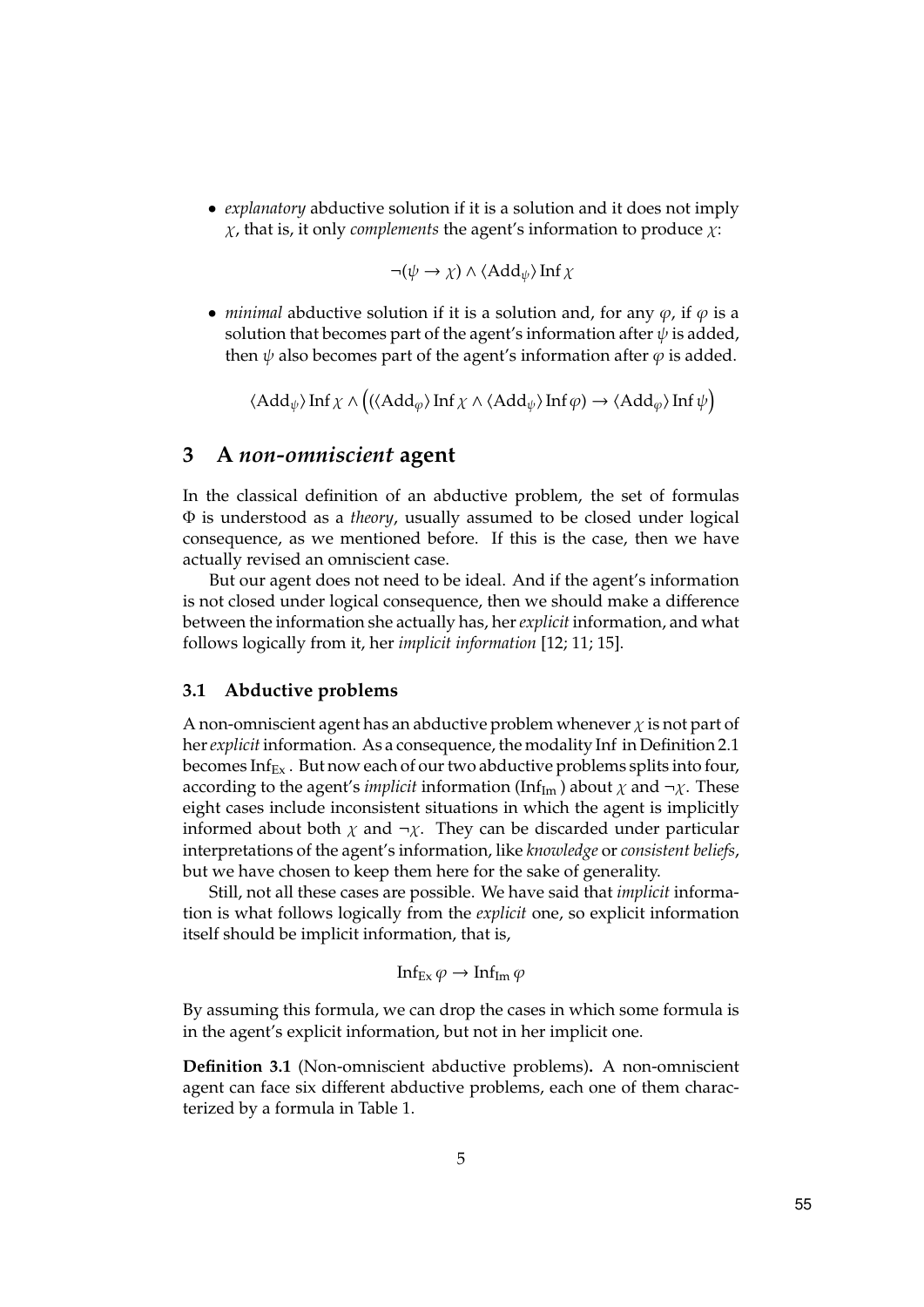- *explanatory* abductive solution if it is a solution and it does not imply $\chi$, that is, it only *complements* the agent's information to produce $\chi$:

$$\neg(\psi \to \chi) \land \langle \mathrm{Add}_{\psi} \rangle \, \mathrm{Inf}\, \chi$$

- *minimal* abductive solution if it is a solution and, for any $\varphi$, if $\varphi$ is a solution that becomes part of the agent's information after $\psi$ is added, then $\psi$ also becomes part of the agent's information after $\varphi$ is added.

$$\langle \mathrm{Add}_{\psi} \rangle \, \mathrm{Inf}\, \chi \land \Big( (\langle \mathrm{Add}_{\varphi} \rangle \, \mathrm{Inf}\, \chi \land \langle \mathrm{Add}_{\psi} \rangle \, \mathrm{Inf}\, \varphi) \to \langle \mathrm{Add}_{\varphi} \rangle \, \mathrm{Inf}\, \psi \Big)$$

## 3 A *non-omniscient* agent

In the classical definition of an abductive problem, the set of formulas $\Phi$ is understood as a *theory*, usually assumed to be closed under logical consequence, as we mentioned before. If this is the case, then we have actually revised an omniscient case.

But our agent does not need to be ideal. And if the agent's information is not closed under logical consequence, then we should make a difference between the information she actually has, her *explicit* information, and what follows logically from it, her *implicit information* [12; 11; 15].

### 3.1 Abductive problems

A non-omniscient agent has an abductive problem whenever $\chi$ is not part of her *explicit* information. As a consequence, the modality Inf in Definition 2.1 becomes $\mathrm{Inf}_{\mathrm{Ex}}$. But now each of our two abductive problems splits into four, according to the agent's *implicit* information ($\mathrm{Inf}_{\mathrm{Im}}$) about $\chi$ and $\neg\chi$. These eight cases include inconsistent situations in which the agent is implicitly informed about both $\chi$ and $\neg\chi$. They can be discarded under particular interpretations of the agent's information, like *knowledge* or *consistent beliefs*, but we have chosen to keep them here for the sake of generality.

Still, not all these cases are possible. We have said that *implicit* information is what follows logically from the *explicit* one, so explicit information itself should be implicit information, that is,

$$\mathrm{Inf}_{\mathrm{Ex}}\, \varphi \to \mathrm{Inf}_{\mathrm{Im}}\, \varphi$$

By assuming this formula, we can drop the cases in which some formula is in the agent's explicit information, but not in her implicit one.

**Definition 3.1** (Non-omniscient abductive problems)**.** A non-omniscient agent can face six different abductive problems, each one of them characterized by a formula in Table 1.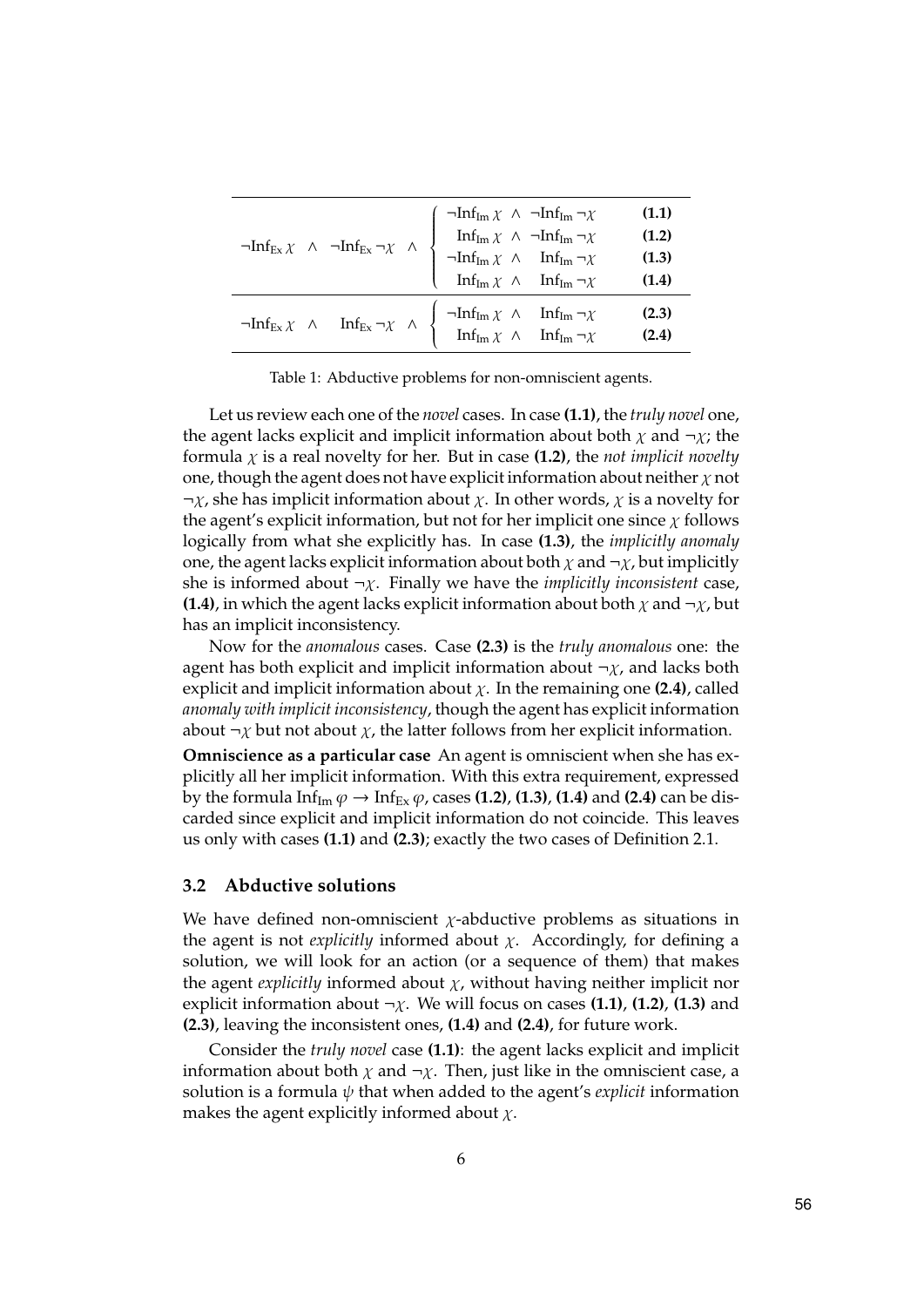| | | |
|---|---|---|
| $\neg\text{Inf}_{\text{Ex}}\,\chi \;\wedge\; \neg\text{Inf}_{\text{Ex}}\,\neg\chi \;\wedge$ | $\neg\text{Inf}_{\text{Im}}\,\chi \;\wedge\; \neg\text{Inf}_{\text{Im}}\,\neg\chi$ | **(1.1)** |
| | $\text{Inf}_{\text{Im}}\,\chi \;\wedge\; \neg\text{Inf}_{\text{Im}}\,\neg\chi$ | **(1.2)** |
| | $\neg\text{Inf}_{\text{Im}}\,\chi \;\wedge\; \text{Inf}_{\text{Im}}\,\neg\chi$ | **(1.3)** |
| | $\text{Inf}_{\text{Im}}\,\chi \;\wedge\; \text{Inf}_{\text{Im}}\,\neg\chi$ | **(1.4)** |
| $\neg\text{Inf}_{\text{Ex}}\,\chi \;\wedge\; \text{Inf}_{\text{Ex}}\,\neg\chi \;\wedge$ | $\neg\text{Inf}_{\text{Im}}\,\chi \;\wedge\; \text{Inf}_{\text{Im}}\,\neg\chi$ | **(2.3)** |
| | $\text{Inf}_{\text{Im}}\,\chi \;\wedge\; \text{Inf}_{\text{Im}}\,\neg\chi$ | **(2.4)** |

Table 1: Abductive problems for non-omniscient agents.

Let us review each one of the *novel* cases. In case **(1.1)**, the *truly novel* one, the agent lacks explicit and implicit information about both $\chi$ and $\neg\chi$; the formula $\chi$ is a real novelty for her. But in case **(1.2)**, the *not implicit novelty* one, though the agent does not have explicit information about neither $\chi$ not $\neg\chi$, she has implicit information about $\chi$. In other words, $\chi$ is a novelty for the agent's explicit information, but not for her implicit one since $\chi$ follows logically from what she explicitly has. In case **(1.3)**, the *implicitly anomaly* one, the agent lacks explicit information about both $\chi$ and $\neg\chi$, but implicitly she is informed about $\neg\chi$. Finally we have the *implicitly inconsistent* case, **(1.4)**, in which the agent lacks explicit information about both $\chi$ and $\neg\chi$, but has an implicit inconsistency.

Now for the *anomalous* cases. Case **(2.3)** is the *truly anomalous* one: the agent has both explicit and implicit information about $\neg\chi$, and lacks both explicit and implicit information about $\chi$. In the remaining one **(2.4)**, called *anomaly with implicit inconsistency*, though the agent has explicit information about $\neg\chi$ but not about $\chi$, the latter follows from her explicit information.

**Omniscience as a particular case** An agent is omniscient when she has explicitly all her implicit information. With this extra requirement, expressed by the formula $\text{Inf}_{\text{Im}}\,\varphi \rightarrow \text{Inf}_{\text{Ex}}\,\varphi$, cases **(1.2)**, **(1.3)**, **(1.4)** and **(2.4)** can be discarded since explicit and implicit information do not coincide. This leaves us only with cases **(1.1)** and **(2.3)**; exactly the two cases of Definition 2.1.

### 3.2 Abductive solutions

We have defined non-omniscient $\chi$-abductive problems as situations in the agent is not *explicitly* informed about $\chi$. Accordingly, for defining a solution, we will look for an action (or a sequence of them) that makes the agent *explicitly* informed about $\chi$, without having neither implicit nor explicit information about $\neg\chi$. We will focus on cases **(1.1)**, **(1.2)**, **(1.3)** and **(2.3)**, leaving the inconsistent ones, **(1.4)** and **(2.4)**, for future work.

Consider the *truly novel* case **(1.1)**: the agent lacks explicit and implicit information about both $\chi$ and $\neg\chi$. Then, just like in the omniscient case, a solution is a formula $\psi$ that when added to the agent's *explicit* information makes the agent explicitly informed about $\chi$.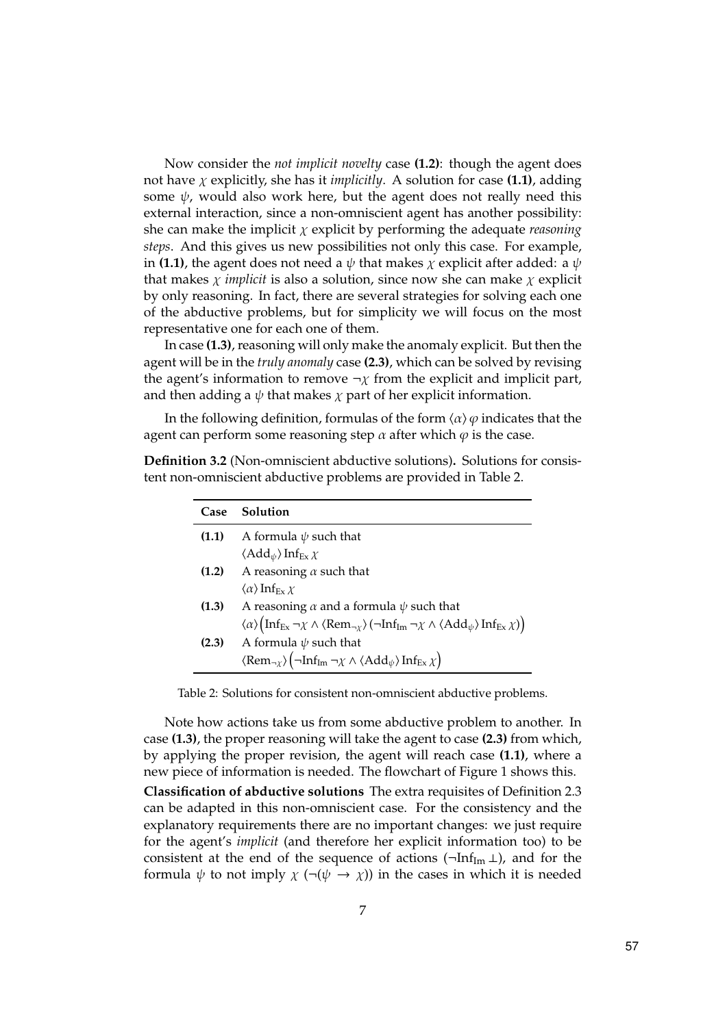Now consider the *not implicit novelty* case **(1.2)**: though the agent does not have $\chi$ explicitly, she has it *implicitly*. A solution for case **(1.1)**, adding some $\psi$, would also work here, but the agent does not really need this external interaction, since a non-omniscient agent has another possibility: she can make the implicit $\chi$ explicit by performing the adequate *reasoning steps*. And this gives us new possibilities not only this case. For example, in **(1.1)**, the agent does not need a $\psi$ that makes $\chi$ explicit after added: a $\psi$ that makes $\chi$ *implicit* is also a solution, since now she can make $\chi$ explicit by only reasoning. In fact, there are several strategies for solving each one of the abductive problems, but for simplicity we will focus on the most representative one for each one of them.

In case **(1.3)**, reasoning will only make the anomaly explicit. But then the agent will be in the *truly anomaly* case **(2.3)**, which can be solved by revising the agent's information to remove $\neg\chi$ from the explicit and implicit part, and then adding a $\psi$ that makes $\chi$ part of her explicit information.

In the following definition, formulas of the form $\langle\alpha\rangle\,\varphi$ indicates that the agent can perform some reasoning step $\alpha$ after which $\varphi$ is the case.

**Definition 3.2** (Non-omniscient abductive solutions)**.** Solutions for consistent non-omniscient abductive problems are provided in Table 2.

| Case | Solution |
|---|---|
| **(1.1)** | A formula $\psi$ such that $\langle \mathrm{Add}_\psi \rangle\, \mathrm{Inf}_{\mathrm{Ex}}\, \chi$ |
| **(1.2)** | A reasoning $\alpha$ such that $\langle\alpha\rangle\, \mathrm{Inf}_{\mathrm{Ex}}\, \chi$ |
| **(1.3)** | A reasoning $\alpha$ and a formula $\psi$ such that $\langle\alpha\rangle\Big(\mathrm{Inf}_{\mathrm{Ex}}\,\neg\chi \wedge \langle \mathrm{Rem}_{\neg\chi}\rangle\,(\neg\mathrm{Inf}_{\mathrm{Im}}\,\neg\chi \wedge \langle \mathrm{Add}_\psi\rangle\, \mathrm{Inf}_{\mathrm{Ex}}\,\chi)\Big)$ |
| **(2.3)** | A formula $\psi$ such that $\langle \mathrm{Rem}_{\neg\chi}\rangle\Big(\neg\mathrm{Inf}_{\mathrm{Im}}\,\neg\chi \wedge \langle \mathrm{Add}_\psi\rangle\, \mathrm{Inf}_{\mathrm{Ex}}\,\chi\Big)$ |

Table 2: Solutions for consistent non-omniscient abductive problems.

Note how actions take us from some abductive problem to another. In case **(1.3)**, the proper reasoning will take the agent to case **(2.3)** from which, by applying the proper revision, the agent will reach case **(1.1)**, where a new piece of information is needed. The flowchart of Figure 1 shows this.

**Classification of abductive solutions** The extra requisites of Definition 2.3 can be adapted in this non-omniscient case. For the consistency and the explanatory requirements there are no important changes: we just require for the agent's *implicit* (and therefore her explicit information too) to be consistent at the end of the sequence of actions ($\neg\mathrm{Inf}_{\mathrm{Im}}\,\bot$), and for the formula $\psi$ to not imply $\chi$ ($\neg(\psi \rightarrow \chi)$) in the cases in which it is needed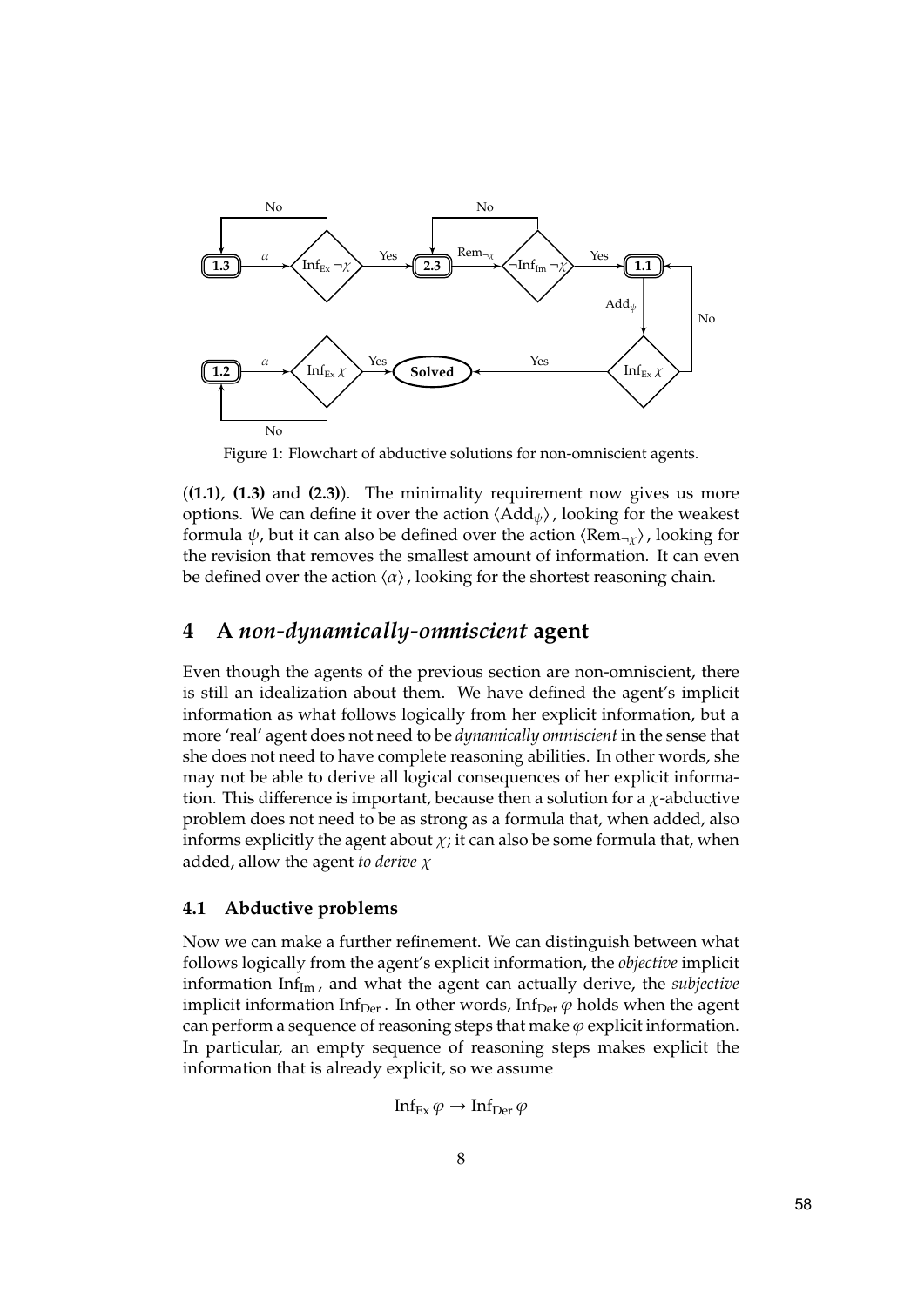Figure 1: Flowchart of abductive solutions for non-omniscient agents.

(**(1.1)**, **(1.3)** and **(2.3)**). The minimality requirement now gives us more options. We can define it over the action $\langle \mathrm{Add}_\psi \rangle$, looking for the weakest formula $\psi$, but it can also be defined over the action $\langle \mathrm{Rem}_{\neg\chi} \rangle$, looking for the revision that removes the smallest amount of information. It can even be defined over the action $\langle \alpha \rangle$, looking for the shortest reasoning chain.

# 4 A *non-dynamically-omniscient* agent

Even though the agents of the previous section are non-omniscient, there is still an idealization about them. We have defined the agent's implicit information as what follows logically from her explicit information, but a more 'real' agent does not need to be *dynamically omniscient* in the sense that she does not need to have complete reasoning abilities. In other words, she may not be able to derive all logical consequences of her explicit information. This difference is important, because then a solution for a $\chi$-abductive problem does not need to be as strong as a formula that, when added, also informs explicitly the agent about $\chi$; it can also be some formula that, when added, allow the agent *to derive* $\chi$

## 4.1 Abductive problems

Now we can make a further refinement. We can distinguish between what follows logically from the agent's explicit information, the *objective* implicit information $\mathrm{Inf}_{\mathrm{Im}}$, and what the agent can actually derive, the *subjective* implicit information $\mathrm{Inf}_{\mathrm{Der}}$. In other words, $\mathrm{Inf}_{\mathrm{Der}}\, \varphi$ holds when the agent can perform a sequence of reasoning steps that make $\varphi$ explicit information. In particular, an empty sequence of reasoning steps makes explicit the information that is already explicit, so we assume

$$\mathrm{Inf}_{\mathrm{Ex}}\, \varphi \rightarrow \mathrm{Inf}_{\mathrm{Der}}\, \varphi$$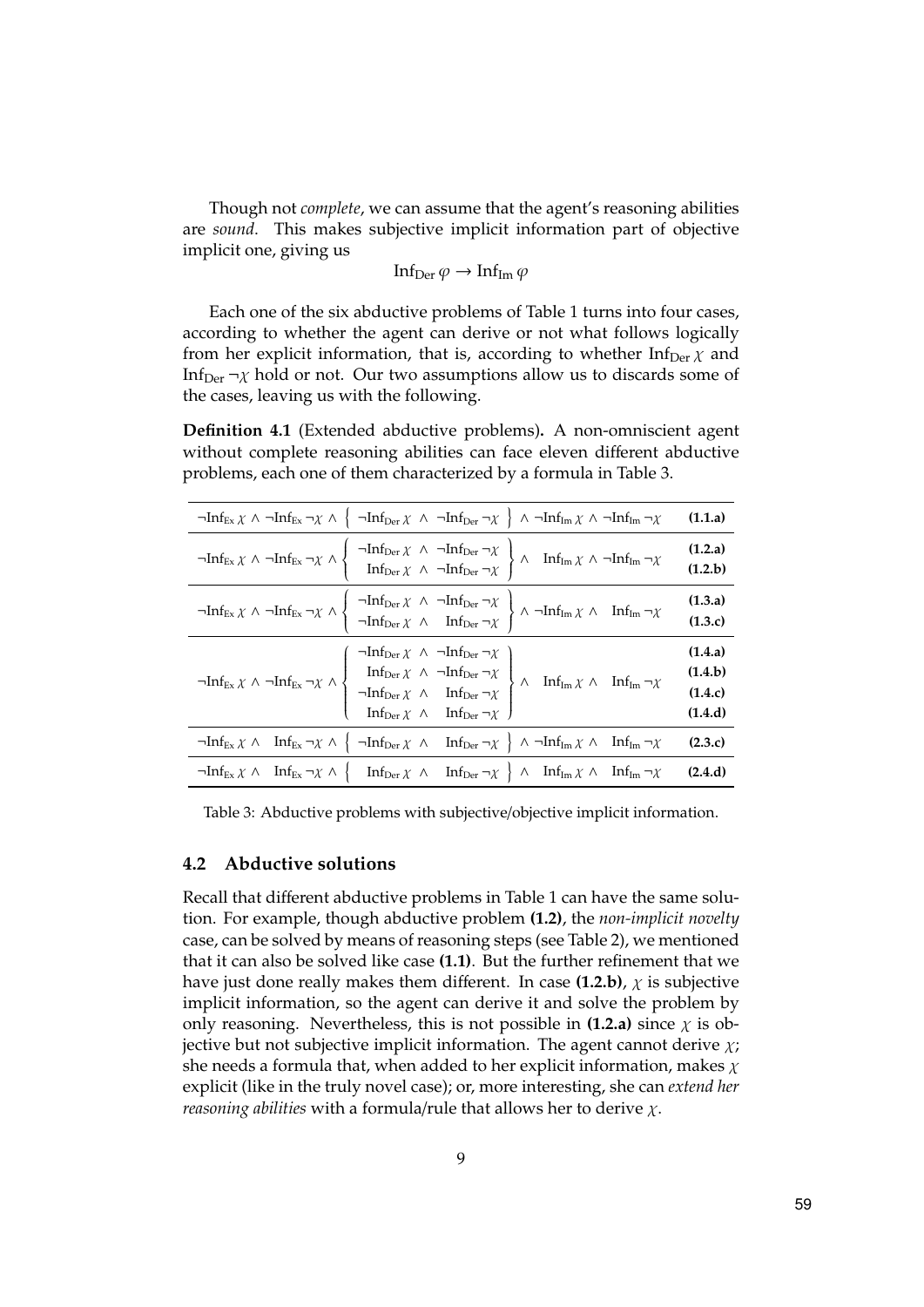Though not *complete*, we can assume that the agent's reasoning abilities are *sound*. This makes subjective implicit information part of objective implicit one, giving us

$$\text{Inf}_{\text{Der}}\, \varphi \rightarrow \text{Inf}_{\text{Im}}\, \varphi$$

Each one of the six abductive problems of Table 1 turns into four cases, according to whether the agent can derive or not what follows logically from her explicit information, that is, according to whether $\text{Inf}_{\text{Der}}\, \chi$ and $\text{Inf}_{\text{Der}}\, \neg\chi$ hold or not. Our two assumptions allow us to discards some of the cases, leaving us with the following.

**Definition 4.1** (Extended abductive problems)**.** A non-omniscient agent without complete reasoning abilities can face eleven different abductive problems, each one of them characterized by a formula in Table 3.

| Explicit | Derivable | Implicit | Case |
|---|---|---|---|
| $\neg\text{Inf}_{\text{Ex}}\, \chi \wedge \neg\text{Inf}_{\text{Ex}}\, \neg\chi \wedge$ | $\neg\text{Inf}_{\text{Der}}\, \chi \wedge \neg\text{Inf}_{\text{Der}}\, \neg\chi$ | $\wedge\ \neg\text{Inf}_{\text{Im}}\, \chi \wedge \neg\text{Inf}_{\text{Im}}\, \neg\chi$ | **(1.1.a)** |
| $\neg\text{Inf}_{\text{Ex}}\, \chi \wedge \neg\text{Inf}_{\text{Ex}}\, \neg\chi \wedge$ | $\neg\text{Inf}_{\text{Der}}\, \chi \wedge \neg\text{Inf}_{\text{Der}}\, \neg\chi$ | $\wedge\ \text{Inf}_{\text{Im}}\, \chi \wedge \neg\text{Inf}_{\text{Im}}\, \neg\chi$ | **(1.2.a)** |
| | $\text{Inf}_{\text{Der}}\, \chi \wedge \neg\text{Inf}_{\text{Der}}\, \neg\chi$ | | **(1.2.b)** |
| $\neg\text{Inf}_{\text{Ex}}\, \chi \wedge \neg\text{Inf}_{\text{Ex}}\, \neg\chi \wedge$ | $\neg\text{Inf}_{\text{Der}}\, \chi \wedge \neg\text{Inf}_{\text{Der}}\, \neg\chi$ | $\wedge\ \neg\text{Inf}_{\text{Im}}\, \chi \wedge \text{Inf}_{\text{Im}}\, \neg\chi$ | **(1.3.a)** |
| | $\neg\text{Inf}_{\text{Der}}\, \chi \wedge \text{Inf}_{\text{Der}}\, \neg\chi$ | | **(1.3.c)** |
| $\neg\text{Inf}_{\text{Ex}}\, \chi \wedge \neg\text{Inf}_{\text{Ex}}\, \neg\chi \wedge$ | $\neg\text{Inf}_{\text{Der}}\, \chi \wedge \neg\text{Inf}_{\text{Der}}\, \neg\chi$ | $\wedge\ \text{Inf}_{\text{Im}}\, \chi \wedge \text{Inf}_{\text{Im}}\, \neg\chi$ | **(1.4.a)** |
| | $\text{Inf}_{\text{Der}}\, \chi \wedge \neg\text{Inf}_{\text{Der}}\, \neg\chi$ | | **(1.4.b)** |
| | $\neg\text{Inf}_{\text{Der}}\, \chi \wedge \text{Inf}_{\text{Der}}\, \neg\chi$ | | **(1.4.c)** |
| | $\text{Inf}_{\text{Der}}\, \chi \wedge \text{Inf}_{\text{Der}}\, \neg\chi$ | | **(1.4.d)** |
| $\neg\text{Inf}_{\text{Ex}}\, \chi \wedge \text{Inf}_{\text{Ex}}\, \neg\chi \wedge$ | $\neg\text{Inf}_{\text{Der}}\, \chi \wedge \text{Inf}_{\text{Der}}\, \neg\chi$ | $\wedge\ \neg\text{Inf}_{\text{Im}}\, \chi \wedge \text{Inf}_{\text{Im}}\, \neg\chi$ | **(2.3.c)** |
| $\neg\text{Inf}_{\text{Ex}}\, \chi \wedge \text{Inf}_{\text{Ex}}\, \neg\chi \wedge$ | $\text{Inf}_{\text{Der}}\, \chi \wedge \text{Inf}_{\text{Der}}\, \neg\chi$ | $\wedge\ \text{Inf}_{\text{Im}}\, \chi \wedge \text{Inf}_{\text{Im}}\, \neg\chi$ | **(2.4.d)** |

Table 3: Abductive problems with subjective/objective implicit information.

### 4.2 Abductive solutions

Recall that different abductive problems in Table 1 can have the same solution. For example, though abductive problem **(1.2)**, the *non-implicit novelty* case, can be solved by means of reasoning steps (see Table 2), we mentioned that it can also be solved like case **(1.1)**. But the further refinement that we have just done really makes them different. In case **(1.2.b)**, $\chi$ is subjective implicit information, so the agent can derive it and solve the problem by only reasoning. Nevertheless, this is not possible in **(1.2.a)** since $\chi$ is objective but not subjective implicit information. The agent cannot derive $\chi$; she needs a formula that, when added to her explicit information, makes $\chi$ explicit (like in the truly novel case); or, more interesting, she can *extend her reasoning abilities* with a formula/rule that allows her to derive $\chi$.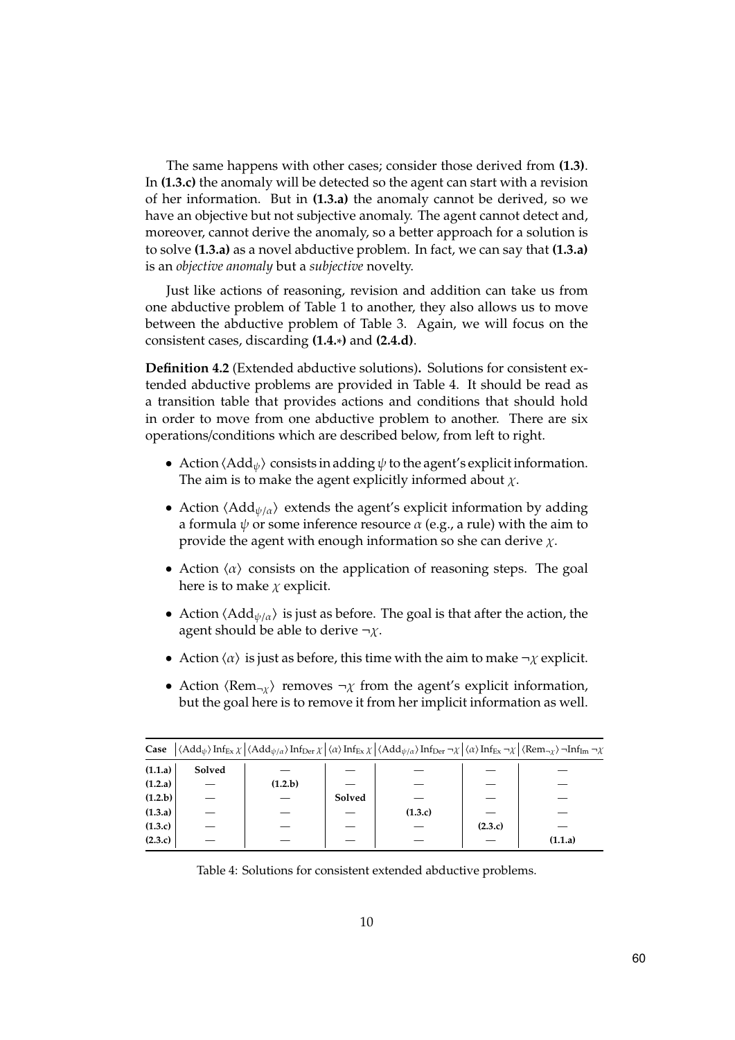The same happens with other cases; consider those derived from **(1.3)**. In **(1.3.c)** the anomaly will be detected so the agent can start with a revision of her information. But in **(1.3.a)** the anomaly cannot be derived, so we have an objective but not subjective anomaly. The agent cannot detect and, moreover, cannot derive the anomaly, so a better approach for a solution is to solve **(1.3.a)** as a novel abductive problem. In fact, we can say that **(1.3.a)** is an *objective anomaly* but a *subjective* novelty.

Just like actions of reasoning, revision and addition can take us from one abductive problem of Table 1 to another, they also allows us to move between the abductive problem of Table 3. Again, we will focus on the consistent cases, discarding **(1.4.∗)** and **(2.4.d)**.

**Definition 4.2** (Extended abductive solutions)**.** Solutions for consistent extended abductive problems are provided in Table 4. It should be read as a transition table that provides actions and conditions that should hold in order to move from one abductive problem to another. There are six operations/conditions which are described below, from left to right.

- Action $\langle \mathrm{Add}_{\psi} \rangle$ consists in adding $\psi$ to the agent's explicit information. The aim is to make the agent explicitly informed about $\chi$.
- Action $\langle \mathrm{Add}_{\psi/\alpha} \rangle$ extends the agent's explicit information by adding a formula $\psi$ or some inference resource $\alpha$ (e.g., a rule) with the aim to provide the agent with enough information so she can derive $\chi$.
- Action $\langle \alpha \rangle$ consists on the application of reasoning steps. The goal here is to make $\chi$ explicit.
- Action $\langle \mathrm{Add}_{\psi/\alpha} \rangle$ is just as before. The goal is that after the action, the agent should be able to derive $\neg\chi$.
- Action $\langle \alpha \rangle$ is just as before, this time with the aim to make $\neg\chi$ explicit.
- Action $\langle \mathrm{Rem}_{\neg\chi} \rangle$ removes $\neg\chi$ from the agent's explicit information, but the goal here is to remove it from her implicit information as well.

| Case | $\langle \mathrm{Add}_{\psi} \rangle \, \mathrm{Inf}_{\mathrm{Ex}}\, \chi$ | $\langle \mathrm{Add}_{\psi/\alpha} \rangle \, \mathrm{Inf}_{\mathrm{Der}}\, \chi$ | $\langle \alpha \rangle \, \mathrm{Inf}_{\mathrm{Ex}}\, \chi$ | $\langle \mathrm{Add}_{\psi/\alpha} \rangle \, \mathrm{Inf}_{\mathrm{Der}}\, \neg\chi$ | $\langle \alpha \rangle \, \mathrm{Inf}_{\mathrm{Ex}}\, \neg\chi$ | $\langle \mathrm{Rem}_{\neg\chi} \rangle \, \neg\mathrm{Inf}_{\mathrm{Im}}\, \neg\chi$ |
|---|---|---|---|---|---|---|
| **(1.1.a)** | **Solved** | — | — | — | — | — |
| **(1.2.a)** | — | **(1.2.b)** | — | — | — | — |
| **(1.2.b)** | — | — | **Solved** | — | — | — |
| **(1.3.a)** | — | — | — | **(1.3.c)** | — | — |
| **(1.3.c)** | — | — | — | — | **(2.3.c)** | — |
| **(2.3.c)** | — | — | — | — | — | **(1.1.a)** |

Table 4: Solutions for consistent extended abductive problems.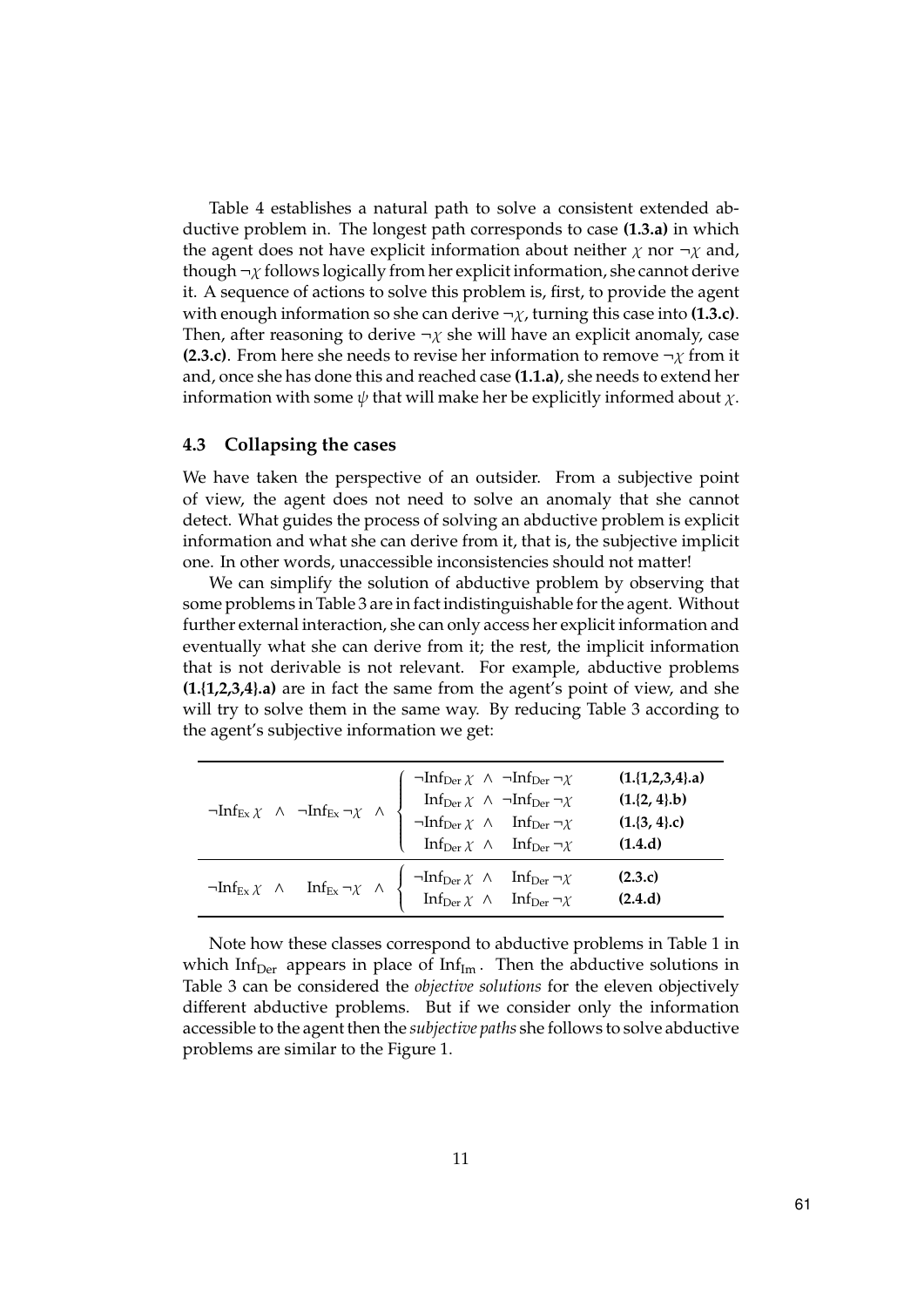Table 4 establishes a natural path to solve a consistent extended abductive problem in. The longest path corresponds to case **(1.3.a)** in which the agent does not have explicit information about neither $\chi$ nor $\neg\chi$ and, though $\neg\chi$ follows logically from her explicit information, she cannot derive it. A sequence of actions to solve this problem is, first, to provide the agent with enough information so she can derive $\neg\chi$, turning this case into **(1.3.c)**. Then, after reasoning to derive $\neg\chi$ she will have an explicit anomaly, case **(2.3.c)**. From here she needs to revise her information to remove $\neg\chi$ from it and, once she has done this and reached case **(1.1.a)**, she needs to extend her information with some $\psi$ that will make her be explicitly informed about $\chi$.

### 4.3 Collapsing the cases

We have taken the perspective of an outsider. From a subjective point of view, the agent does not need to solve an anomaly that she cannot detect. What guides the process of solving an abductive problem is explicit information and what she can derive from it, that is, the subjective implicit one. In other words, unaccessible inconsistencies should not matter!

We can simplify the solution of abductive problem by observing that some problems in Table 3 are in fact indistinguishable for the agent. Without further external interaction, she can only access her explicit information and eventually what she can derive from it; the rest, the implicit information that is not derivable is not relevant. For example, abductive problems **(1.{1,2,3,4}.a)** are in fact the same from the agent's point of view, and she will try to solve them in the same way. By reducing Table 3 according to the agent's subjective information we get:

| | | |
|---|---|---|
| $\neg\mathrm{Inf}_{\mathrm{Ex}}\,\chi \;\wedge\; \neg\mathrm{Inf}_{\mathrm{Ex}}\,\neg\chi \;\wedge$ | $\neg\mathrm{Inf}_{\mathrm{Der}}\,\chi \;\wedge\; \neg\mathrm{Inf}_{\mathrm{Der}}\,\neg\chi$ | **(1.{1,2,3,4}.a)** |
| | $\mathrm{Inf}_{\mathrm{Der}}\,\chi \;\wedge\; \neg\mathrm{Inf}_{\mathrm{Der}}\,\neg\chi$ | **(1.{2, 4}.b)** |
| | $\neg\mathrm{Inf}_{\mathrm{Der}}\,\chi \;\wedge\; \mathrm{Inf}_{\mathrm{Der}}\,\neg\chi$ | **(1.{3, 4}.c)** |
| | $\mathrm{Inf}_{\mathrm{Der}}\,\chi \;\wedge\; \mathrm{Inf}_{\mathrm{Der}}\,\neg\chi$ | **(1.4.d)** |
| $\neg\mathrm{Inf}_{\mathrm{Ex}}\,\chi \;\wedge\; \mathrm{Inf}_{\mathrm{Ex}}\,\neg\chi \;\wedge$ | $\neg\mathrm{Inf}_{\mathrm{Der}}\,\chi \;\wedge\; \mathrm{Inf}_{\mathrm{Der}}\,\neg\chi$ | **(2.3.c)** |
| | $\mathrm{Inf}_{\mathrm{Der}}\,\chi \;\wedge\; \mathrm{Inf}_{\mathrm{Der}}\,\neg\chi$ | **(2.4.d)** |

Note how these classes correspond to abductive problems in Table 1 in which $\mathrm{Inf}_{\mathrm{Der}}$ appears in place of $\mathrm{Inf}_{\mathrm{Im}}$. Then the abductive solutions in Table 3 can be considered the *objective solutions* for the eleven objectively different abductive problems. But if we consider only the information accessible to the agent then the *subjective paths* she follows to solve abductive problems are similar to the Figure 1.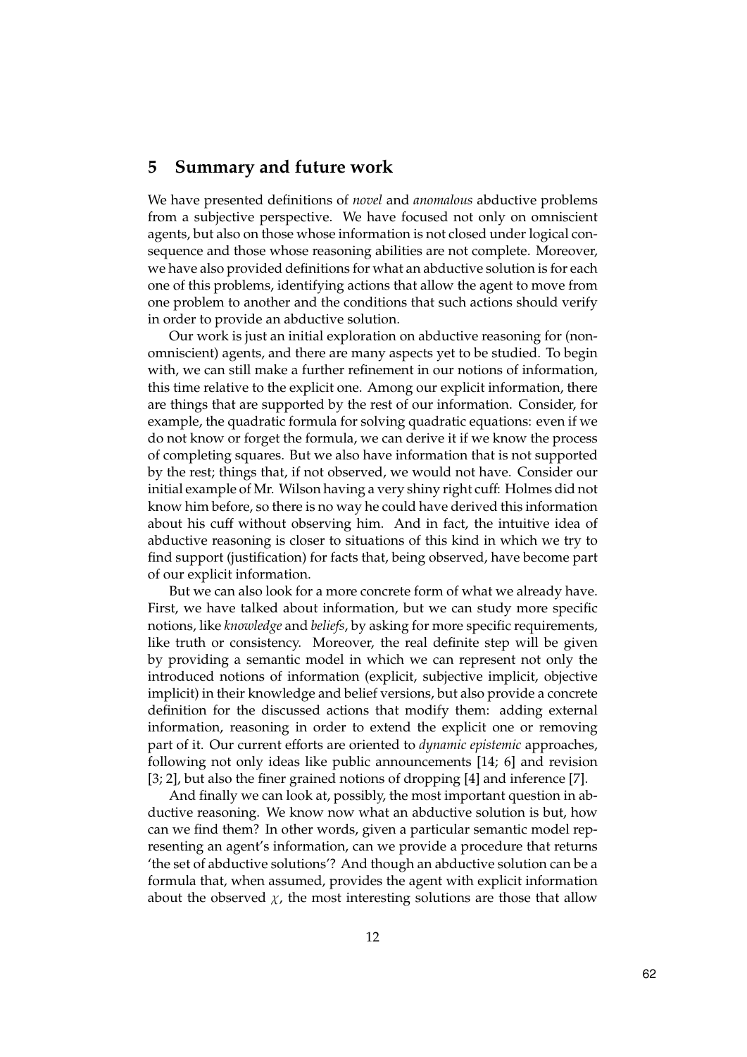## 5 Summary and future work

We have presented definitions of *novel* and *anomalous* abductive problems from a subjective perspective. We have focused not only on omniscient agents, but also on those whose information is not closed under logical consequence and those whose reasoning abilities are not complete. Moreover, we have also provided definitions for what an abductive solution is for each one of this problems, identifying actions that allow the agent to move from one problem to another and the conditions that such actions should verify in order to provide an abductive solution.

Our work is just an initial exploration on abductive reasoning for (non-omniscient) agents, and there are many aspects yet to be studied. To begin with, we can still make a further refinement in our notions of information, this time relative to the explicit one. Among our explicit information, there are things that are supported by the rest of our information. Consider, for example, the quadratic formula for solving quadratic equations: even if we do not know or forget the formula, we can derive it if we know the process of completing squares. But we also have information that is not supported by the rest; things that, if not observed, we would not have. Consider our initial example of Mr. Wilson having a very shiny right cuff: Holmes did not know him before, so there is no way he could have derived this information about his cuff without observing him. And in fact, the intuitive idea of abductive reasoning is closer to situations of this kind in which we try to find support (justification) for facts that, being observed, have become part of our explicit information.

But we can also look for a more concrete form of what we already have. First, we have talked about information, but we can study more specific notions, like *knowledge* and *beliefs*, by asking for more specific requirements, like truth or consistency. Moreover, the real definite step will be given by providing a semantic model in which we can represent not only the introduced notions of information (explicit, subjective implicit, objective implicit) in their knowledge and belief versions, but also provide a concrete definition for the discussed actions that modify them: adding external information, reasoning in order to extend the explicit one or removing part of it. Our current efforts are oriented to *dynamic epistemic* approaches, following not only ideas like public announcements [14; 6] and revision [3; 2], but also the finer grained notions of dropping [4] and inference [7].

And finally we can look at, possibly, the most important question in abductive reasoning. We know now what an abductive solution is but, how can we find them? In other words, given a particular semantic model representing an agent's information, can we provide a procedure that returns 'the set of abductive solutions'? And though an abductive solution can be a formula that, when assumed, provides the agent with explicit information about the observed $\chi$, the most interesting solutions are those that allow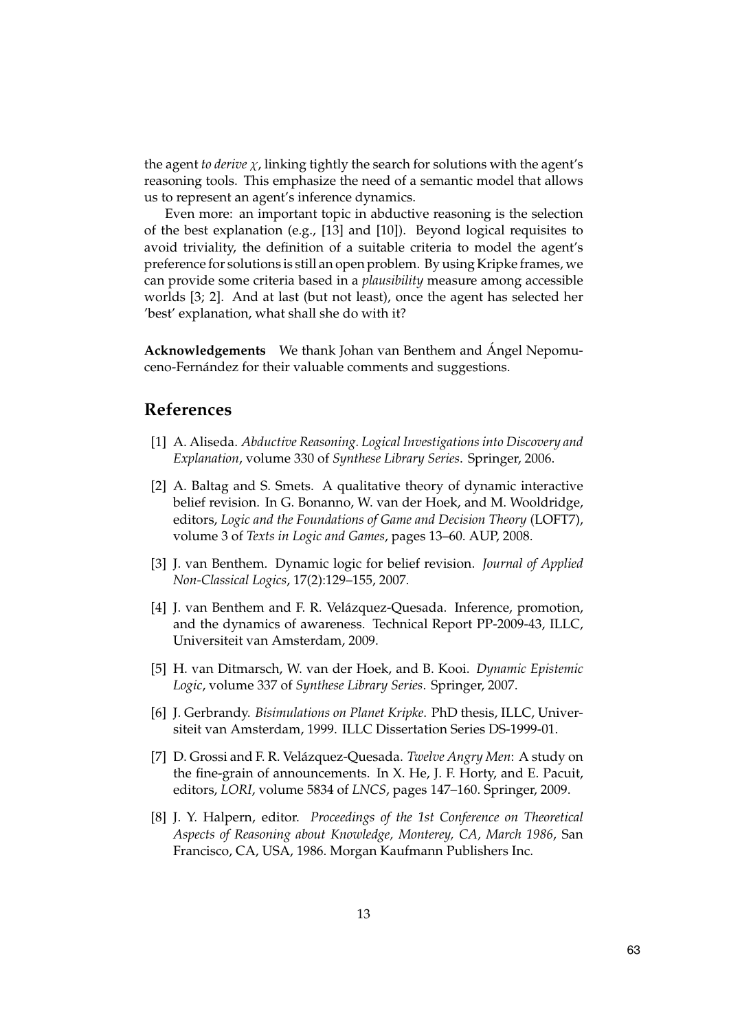the agent *to derive* $\chi$, linking tightly the search for solutions with the agent's reasoning tools. This emphasize the need of a semantic model that allows us to represent an agent's inference dynamics.

Even more: an important topic in abductive reasoning is the selection of the best explanation (e.g., [13] and [10]). Beyond logical requisites to avoid triviality, the definition of a suitable criteria to model the agent's preference for solutions is still an open problem. By using Kripke frames, we can provide some criteria based in a *plausibility* measure among accessible worlds [3; 2]. And at last (but not least), once the agent has selected her 'best' explanation, what shall she do with it?

**Acknowledgements** We thank Johan van Benthem and Ángel Nepomuceno-Fernández for their valuable comments and suggestions.

## References

[1] A. Aliseda. *Abductive Reasoning. Logical Investigations into Discovery and Explanation*, volume 330 of *Synthese Library Series*. Springer, 2006.

[2] A. Baltag and S. Smets. A qualitative theory of dynamic interactive belief revision. In G. Bonanno, W. van der Hoek, and M. Wooldridge, editors, *Logic and the Foundations of Game and Decision Theory* (LOFT7), volume 3 of *Texts in Logic and Games*, pages 13–60. AUP, 2008.

[3] J. van Benthem. Dynamic logic for belief revision. *Journal of Applied Non-Classical Logics*, 17(2):129–155, 2007.

[4] J. van Benthem and F. R. Velázquez-Quesada. Inference, promotion, and the dynamics of awareness. Technical Report PP-2009-43, ILLC, Universiteit van Amsterdam, 2009.

[5] H. van Ditmarsch, W. van der Hoek, and B. Kooi. *Dynamic Epistemic Logic*, volume 337 of *Synthese Library Series*. Springer, 2007.

[6] J. Gerbrandy. *Bisimulations on Planet Kripke*. PhD thesis, ILLC, Universiteit van Amsterdam, 1999. ILLC Dissertation Series DS-1999-01.

[7] D. Grossi and F. R. Velázquez-Quesada. *Twelve Angry Men*: A study on the fine-grain of announcements. In X. He, J. F. Horty, and E. Pacuit, editors, *LORI*, volume 5834 of *LNCS*, pages 147–160. Springer, 2009.

[8] J. Y. Halpern, editor. *Proceedings of the 1st Conference on Theoretical Aspects of Reasoning about Knowledge, Monterey, CA, March 1986*, San Francisco, CA, USA, 1986. Morgan Kaufmann Publishers Inc.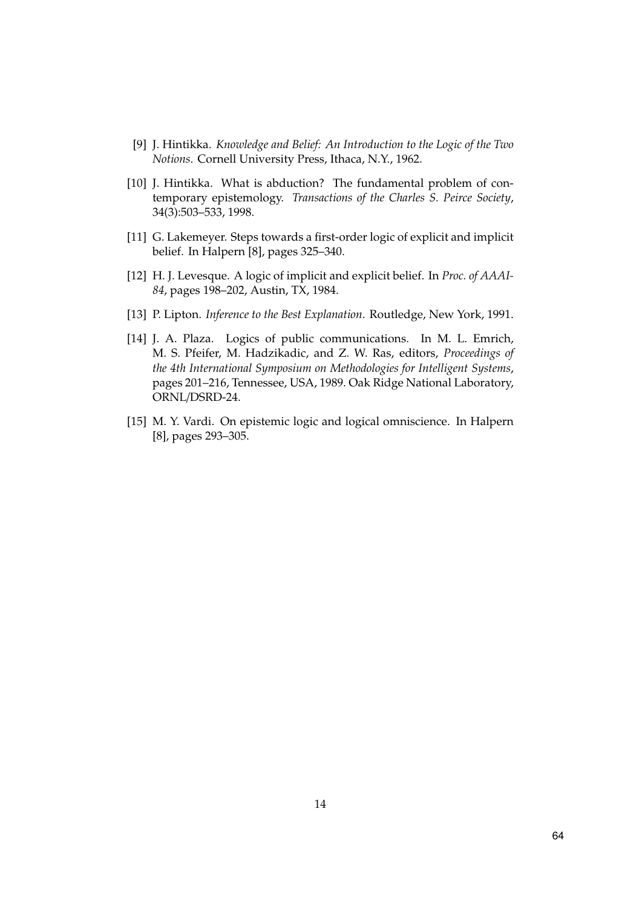[9] J. Hintikka. *Knowledge and Belief: An Introduction to the Logic of the Two Notions*. Cornell University Press, Ithaca, N.Y., 1962.

[10] J. Hintikka. What is abduction? The fundamental problem of contemporary epistemology. *Transactions of the Charles S. Peirce Society*, 34(3):503–533, 1998.

[11] G. Lakemeyer. Steps towards a first-order logic of explicit and implicit belief. In Halpern [8], pages 325–340.

[12] H. J. Levesque. A logic of implicit and explicit belief. In *Proc. of AAAI-84*, pages 198–202, Austin, TX, 1984.

[13] P. Lipton. *Inference to the Best Explanation*. Routledge, New York, 1991.

[14] J. A. Plaza. Logics of public communications. In M. L. Emrich, M. S. Pfeifer, M. Hadzikadic, and Z. W. Ras, editors, *Proceedings of the 4th International Symposium on Methodologies for Intelligent Systems*, pages 201–216, Tennessee, USA, 1989. Oak Ridge National Laboratory, ORNL/DSRD-24.

[15] M. Y. Vardi. On epistemic logic and logical omniscience. In Halpern [8], pages 293–305.